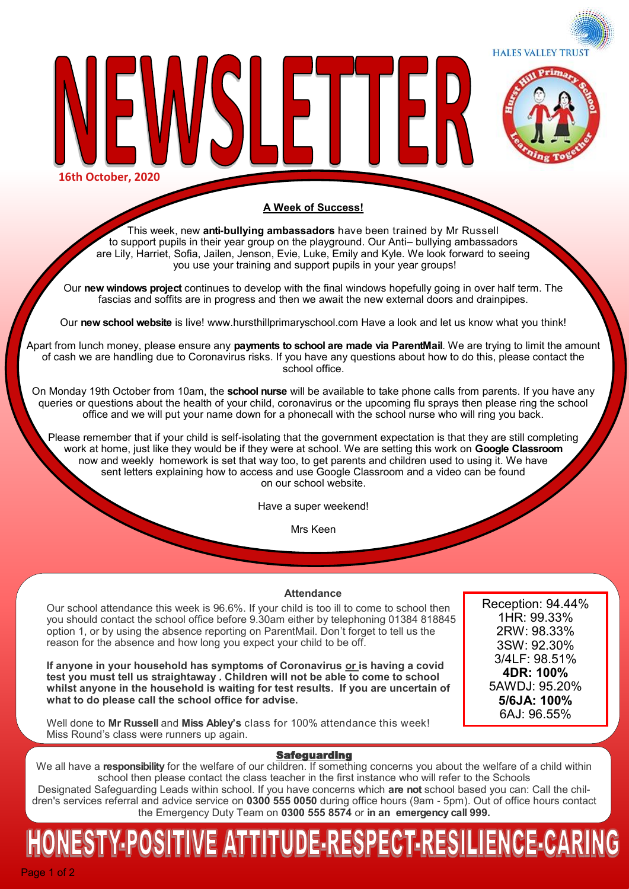HALES VALLEY TRUST

# NEWSLETTER

**16th October, 2020**

## A Week of Success!

This week, new **anti-bullying ambassadors** have been trained by Mr Russell to support pupils in their year group on the playground. Our Anti– bullying ambassadors are Lily, Harriet, Sofia, Jailen, Jenson, Evie, Luke, Emily and Kyle. We look forward to seeing you use your training and support pupils in your year groups!

Our **new windows project** continues to develop with the final windows hopefully going in over half term. The fascias and soffits are in progress and then we await the new external doors and drainpipes.

Our **new school website** is live! www.hursthillprimaryschool.com Have a look and let us know what you think!

Apart from lunch money, please ensure any **payments to school are made via ParentMail**. We are trying to limit the amount of cash we are handling due to Coronavirus risks. If you have any questions about how to do this, please contact the school office.

On Monday 19th October from 10am, the **school nurse** will be available to take phone calls from parents. If you have any queries or questions about the health of your child, coronavirus or the upcoming flu sprays then please ring the school office and we will put your name down for a phonecall with the school nurse who will ring you back.

Please remember that if your child is self-isolating that the government expectation is that they are still completing work at home, just like they would be if they were at school. We are setting this work on **Google Classroom** now and weekly homework is set that way too, to get parents and children used to using it. We have sent letters explaining how to access and use Google Classroom and a video can be found on our school website.

Have a super weekend!

Mrs Keen

## Attendance

Our school attendance this week is 96.6%. If your child is too ill to come to school then you should contact the school office before 9.30am either by telephoning 01384 818845 option 1, or by using the absence reporting on ParentMail. Don't forget to tell us the reason for the absence and how long you expect your child to be off.

**If anyone in your household has symptoms of Coronavirus or is having a covid test you must tell us straightaway . Children will not be able to come to school whilst anyone in the household is waiting for test results. If you are uncertain of what to do please call the school office for advise.**

Well done to **Mr Russell** and **Miss Abley's** class for 100% attendance this week! Miss Round's class were runners up again.

Reception: 94.44%
1HR: 99.33%
2RW: 98.33%
3SW: 92.30%
3/4LF: 98.51%
**4DR: 100%**
5AWDJ: 95.20%
**5/6JA: 100%**
6AJ: 96.55%

## Safeguarding

We all have a **responsibility** for the welfare of our children. If something concerns you about the welfare of a child within school then please contact the class teacher in the first instance who will refer to the Schools Designated Safeguarding Leads within school. If you have concerns which **are not** school based you can: Call the children's services referral and advice service on **0300 555 0050** during office hours (9am - 5pm). Out of office hours contact the Emergency Duty Team on **0300 555 8574** or **in an emergency call 999.**

**HONESTY-POSITIVE ATTITUDE-RESPECT-RESILIENCE-CARING**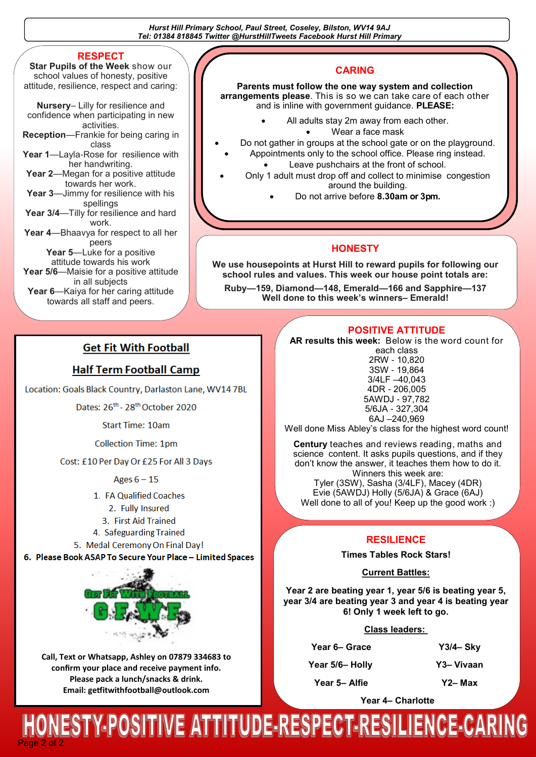Hurst Hill Primary School, Paul Street, Coseley, Bilston, WV14 9AJ
Tel: 01384 818845 Twitter @HurstHillTweets Facebook Hurst Hill Primary

## RESPECT

**Star Pupils of the Week** show our school values of honesty, positive attitude, resilience, respect and caring:

**Nursery**– Lilly for resilience and confidence when participating in new activities.
**Reception**—Frankie for being caring in class
**Year 1**—Layla-Rose for resilience with her handwriting.
**Year 2**—Megan for a positive attitude towards her work.
**Year 3**—Jimmy for resilience with his spellings
**Year 3/4**—Tilly for resilience and hard work.
**Year 4**—Bhaavya for respect to all her peers
**Year 5**—Luke for a positive attitude towards his work
**Year 5/6**—Maisie for a positive attitude in all subjects
**Year 6**—Kaiya for her caring attitude towards all staff and peers.

## CARING

**Parents must follow the one way system and collection arrangements please**. This is so we can take care of each other and is inline with government guidance. **PLEASE:**

- All adults stay 2m away from each other.
- Wear a face mask
- Do not gather in groups at the school gate or on the playground.
- Appointments only to the school office. Please ring instead.
- Leave pushchairs at the front of school.
- Only 1 adult must drop off and collect to minimise congestion around the building.
- Do not arrive before **8.30am or 3pm.**

## HONESTY

**We use housepoints at Hurst Hill to reward pupils for following our school rules and values. This week our house point totals are:**

**Ruby—159, Diamond—148, Emerald—166 and Sapphire—137**
**Well done to this week's winners– Emerald!**

## Get Fit With Football

## Half Term Football Camp

Location: Goals Black Country, Darlaston Lane, WV14 7BL

Dates: 26th - 28th October 2020

Start Time: 10am

Collection Time: 1pm

Cost: £10 Per Day Or £25 For All 3 Days

Ages 6 – 15

1. FA Qualified Coaches
2. Fully Insured
3. First Aid Trained
4. Safeguarding Trained
5. Medal Ceremony On Final Day!
6. **Please Book ASAP To Secure Your Place – Limited Spaces**

GET FIT WITH FOOTBALL G.F.W.F.

**Call, Text or Whatsapp, Ashley on 07879 334683 to confirm your place and receive payment info. Please pack a lunch/snacks & drink. Email: getfitwithfootball@outlook.com**

## POSITIVE ATTITUDE

**AR results this week:** Below is the word count for each class
2RW - 10,820
3SW - 19,864
3/4LF –40,043
4DR - 206,005
5AWDJ - 97,782
5/6JA - 327,304
6AJ –240,969
Well done Miss Abley's class for the highest word count!

**Century** teaches and reviews reading, maths and science content. It asks pupils questions, and if they don't know the answer, it teaches them how to do it. Winners this week are:
Tyler (3SW), Sasha (3/4LF), Macey (4DR)
Evie (5AWDJ) Holly (5/6JA) & Grace (6AJ)
Well done to all of you! Keep up the good work :)

## RESILIENCE

**Times Tables Rock Stars!**

**Current Battles:**

**Year 2 are beating year 1, year 5/6 is beating year 5, year 3/4 are beating year 3 and year 4 is beating year 6! Only 1 week left to go.**

**Class leaders:**

| | |
|---|---|
| **Year 6– Grace** | **Y3/4– Sky** |
| **Year 5/6– Holly** | **Y3– Vivaan** |
| **Year 5– Alfie** | **Y2– Max** |
| **Year 4– Charlotte** | |

**HONESTY-POSITIVE ATTITUDE-RESPECT-RESILIENCE-CARING**